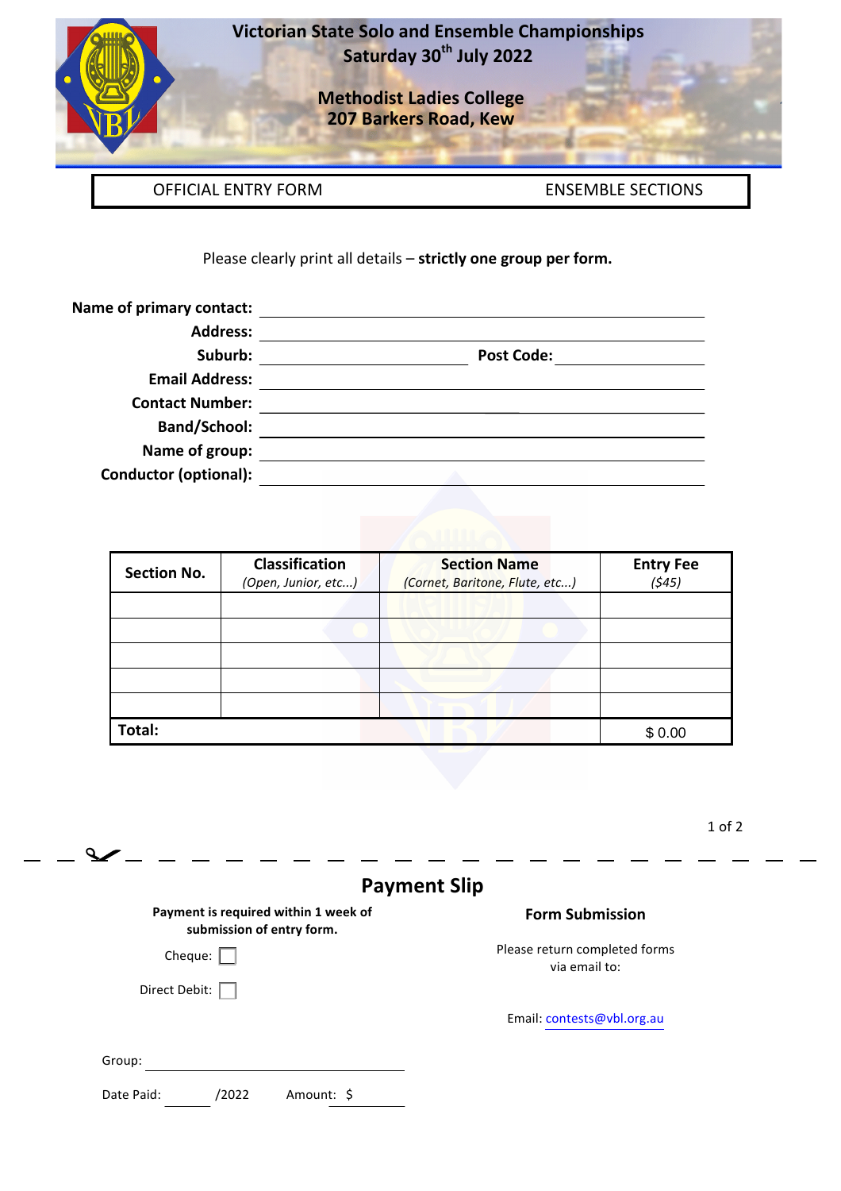# Victorian State Solo and Ensemble Championships

**Saturday 30th July 2022**

**Methodist Ladies College**
**207 Barkers Road, Kew**

| OFFICIAL ENTRY FORM | ENSEMBLE SECTIONS |
|---|---|

Please clearly print all details – **strictly one group per form.**

**Name of primary contact:** ____________________

**Address:** ____________________

**Suburb:** ____________________ **Post Code:** __________

**Email Address:** ____________________

**Contact Number:** ____________________

**Band/School:** ____________________

**Name of group:** ____________________

**Conductor (optional):** ____________________

| Section No. | Classification *(Open, Junior, etc...)* | Section Name *(Cornet, Baritone, Flute, etc...)* | Entry Fee *($45)* |
|---|---|---|---|
| | | | |
| | | | |
| | | | |
| | | | |
| | | | |
| **Total:** | | | $ 0.00 |

---

## Payment Slip

**Payment is required within 1 week of submission of entry form.**

Cheque: ☐

Direct Debit: ☐

Group: ____________________

Date Paid: ______/2022 Amount: $ ________

### Form Submission

Please return completed forms via email to:

Email: contests@vbl.org.au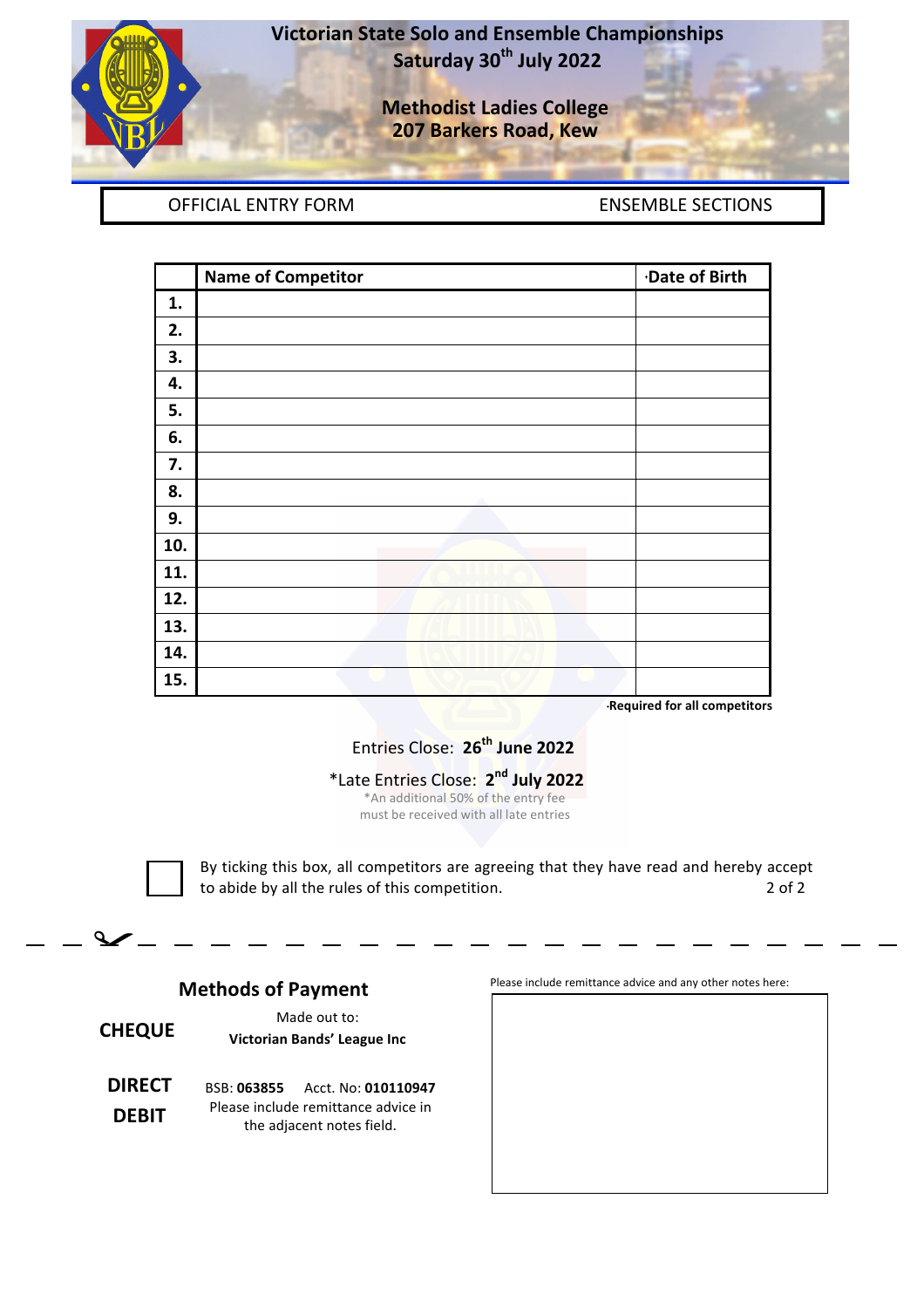# Victorian State Solo and Ensemble Championships

**Saturday 30th July 2022**

**Methodist Ladies College**
**207 Barkers Road, Kew**

OFFICIAL ENTRY FORM — ENSEMBLE SECTIONS

| | Name of Competitor | ◦Date of Birth |
|---|---|---|
| **1.** | | |
| **2.** | | |
| **3.** | | |
| **4.** | | |
| **5.** | | |
| **6.** | | |
| **7.** | | |
| **8.** | | |
| **9.** | | |
| **10.** | | |
| **11.** | | |
| **12.** | | |
| **13.** | | |
| **14.** | | |
| **15.** | | |

◦**Required for all competitors**

Entries Close: **26th June 2022**

*Late Entries Close: **2nd July 2022**

*An additional 50% of the entry fee must be received with all late entries

☐ By ticking this box, all competitors are agreeing that they have read and hereby accept to abide by all the rules of this competition.

---

## Methods of Payment

**CHEQUE**
Made out to: **Victorian Bands' League Inc**

**DIRECT DEBIT**
BSB: **063855** Acct. No: **010110947**
Please include remittance advice in the adjacent notes field.

Please include remittance advice and any other notes here: